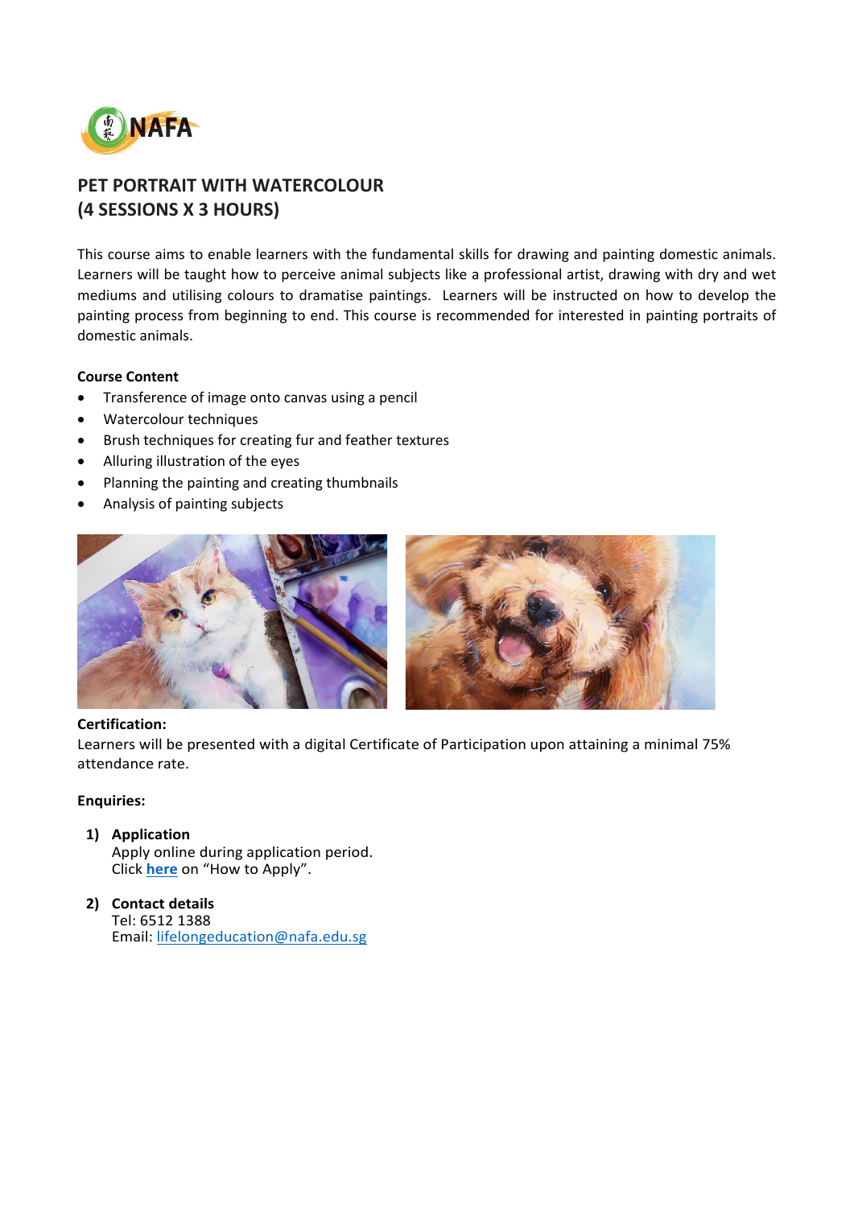# PET PORTRAIT WITH WATERCOLOUR
# (4 SESSIONS X 3 HOURS)

This course aims to enable learners with the fundamental skills for drawing and painting domestic animals. Learners will be taught how to perceive animal subjects like a professional artist, drawing with dry and wet mediums and utilising colours to dramatise paintings. Learners will be instructed on how to develop the painting process from beginning to end. This course is recommended for interested in painting portraits of domestic animals.

**Course Content**

- Transference of image onto canvas using a pencil
- Watercolour techniques
- Brush techniques for creating fur and feather textures
- Alluring illustration of the eyes
- Planning the painting and creating thumbnails
- Analysis of painting subjects

**Certification:**
Learners will be presented with a digital Certificate of Participation upon attaining a minimal 75% attendance rate.

**Enquiries:**

1) **Application**
   Apply online during application period.
   Click **here** on "How to Apply".

2) **Contact details**
   Tel: 6512 1388
   Email: lifelongeducation@nafa.edu.sg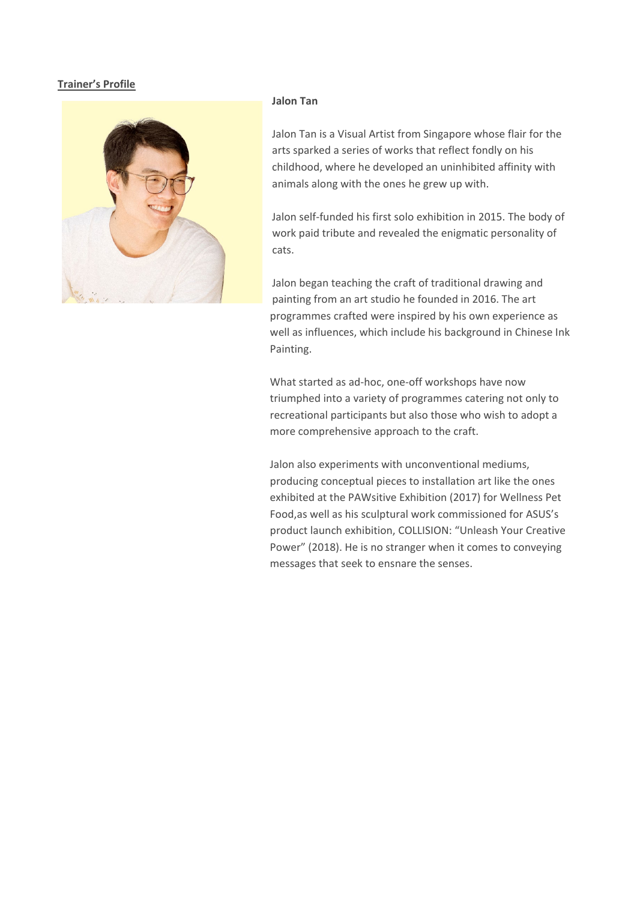**Trainer's Profile**

**Jalon Tan**

Jalon Tan is a Visual Artist from Singapore whose flair for the arts sparked a series of works that reflect fondly on his childhood, where he developed an uninhibited affinity with animals along with the ones he grew up with.

Jalon self-funded his first solo exhibition in 2015. The body of work paid tribute and revealed the enigmatic personality of cats.

Jalon began teaching the craft of traditional drawing and painting from an art studio he founded in 2016. The art programmes crafted were inspired by his own experience as well as influences, which include his background in Chinese Ink Painting.

What started as ad-hoc, one-off workshops have now triumphed into a variety of programmes catering not only to recreational participants but also those who wish to adopt a more comprehensive approach to the craft.

Jalon also experiments with unconventional mediums, producing conceptual pieces to installation art like the ones exhibited at the PAWsitive Exhibition (2017) for Wellness Pet Food,as well as his sculptural work commissioned for ASUS's product launch exhibition, COLLISION: "Unleash Your Creative Power" (2018). He is no stranger when it comes to conveying messages that seek to ensnare the senses.